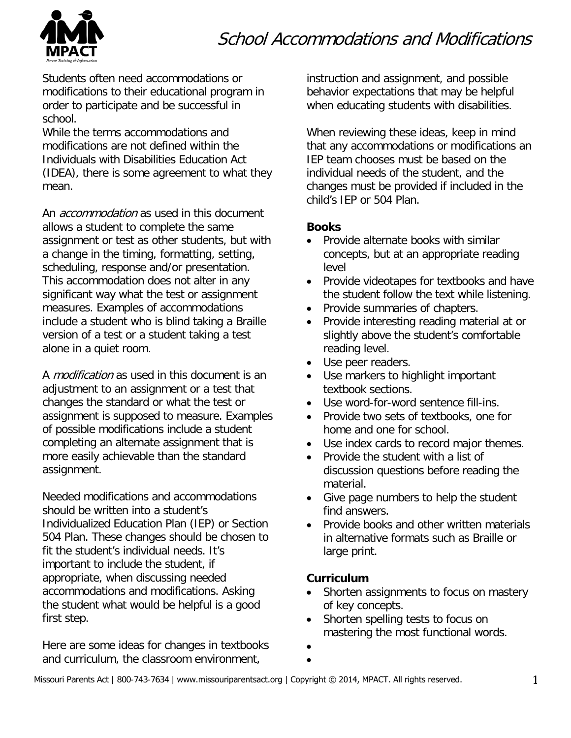# School Accommodations and Modifications

Students often need accommodations or modifications to their educational program in order to participate and be successful in school.

While the terms accommodations and modifications are not defined within the Individuals with Disabilities Education Act (IDEA), there is some agreement to what they mean.

An *accommodation* as used in this document allows a student to complete the same assignment or test as other students, but with a change in the timing, formatting, setting, scheduling, response and/or presentation. This accommodation does not alter in any significant way what the test or assignment measures. Examples of accommodations include a student who is blind taking a Braille version of a test or a student taking a test alone in a quiet room.

A *modification* as used in this document is an adjustment to an assignment or a test that changes the standard or what the test or assignment is supposed to measure. Examples of possible modifications include a student completing an alternate assignment that is more easily achievable than the standard assignment.

Needed modifications and accommodations should be written into a student's Individualized Education Plan (IEP) or Section 504 Plan. These changes should be chosen to fit the student's individual needs. It's important to include the student, if appropriate, when discussing needed accommodations and modifications. Asking the student what would be helpful is a good first step.

Here are some ideas for changes in textbooks and curriculum, the classroom environment, instruction and assignment, and possible behavior expectations that may be helpful when educating students with disabilities.

When reviewing these ideas, keep in mind that any accommodations or modifications an IEP team chooses must be based on the individual needs of the student, and the changes must be provided if included in the child's IEP or 504 Plan.

**Books**

- Provide alternate books with similar concepts, but at an appropriate reading level
- Provide videotapes for textbooks and have the student follow the text while listening.
- Provide summaries of chapters.
- Provide interesting reading material at or slightly above the student's comfortable reading level.
- Use peer readers.
- Use markers to highlight important textbook sections.
- Use word-for-word sentence fill-ins.
- Provide two sets of textbooks, one for home and one for school.
- Use index cards to record major themes.
- Provide the student with a list of discussion questions before reading the material.
- Give page numbers to help the student find answers.
- Provide books and other written materials in alternative formats such as Braille or large print.

**Curriculum**

- Shorten assignments to focus on mastery of key concepts.
- Shorten spelling tests to focus on mastering the most functional words.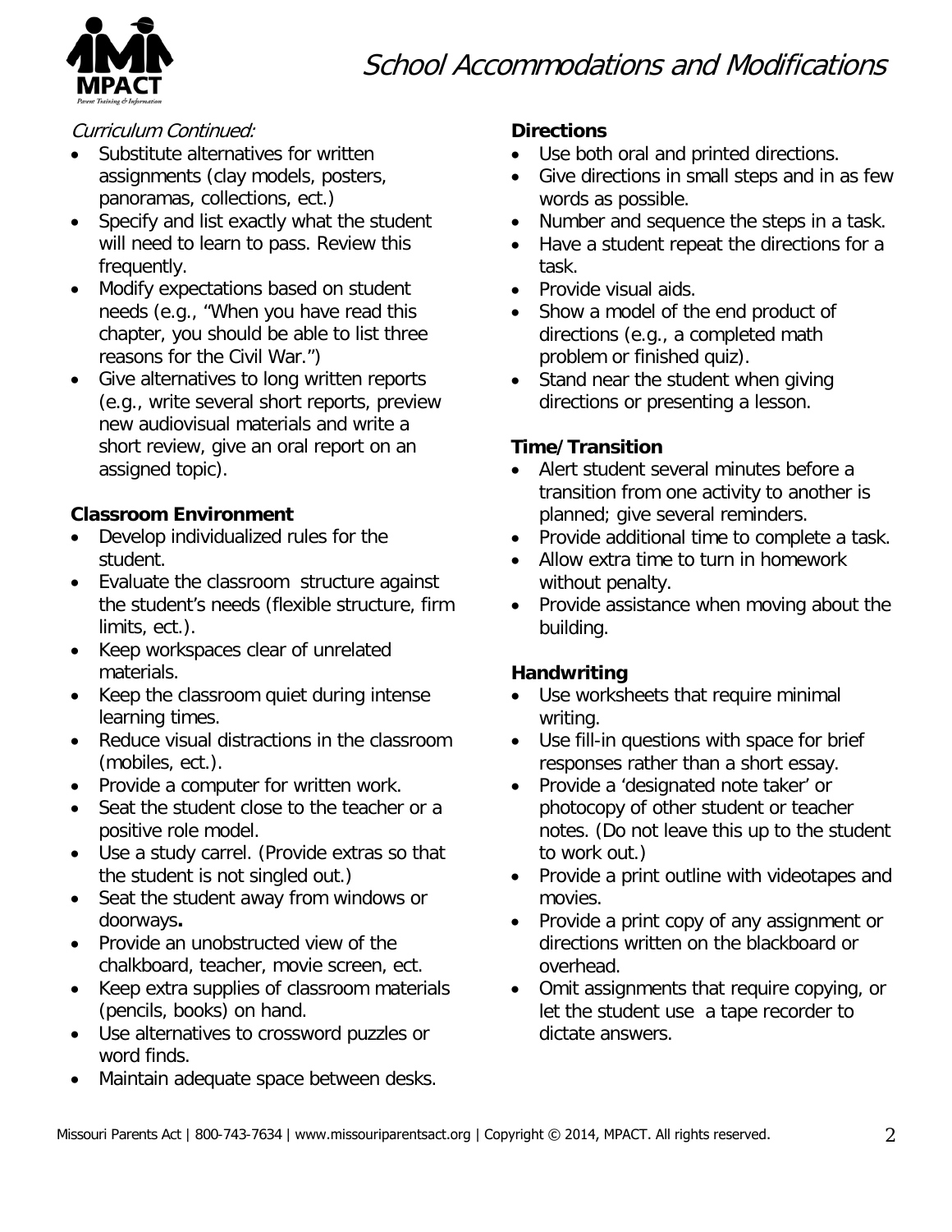*Curriculum Continued:*

- Substitute alternatives for written assignments (clay models, posters, panoramas, collections, ect.)
- Specify and list exactly what the student will need to learn to pass. Review this frequently.
- Modify expectations based on student needs (e.g., "When you have read this chapter, you should be able to list three reasons for the Civil War.")
- Give alternatives to long written reports (e.g., write several short reports, preview new audiovisual materials and write a short review, give an oral report on an assigned topic).

**Classroom Environment**

- Develop individualized rules for the student.
- Evaluate the classroom structure against the student's needs (flexible structure, firm limits, ect.).
- Keep workspaces clear of unrelated materials.
- Keep the classroom quiet during intense learning times.
- Reduce visual distractions in the classroom (mobiles, ect.).
- Provide a computer for written work.
- Seat the student close to the teacher or a positive role model.
- Use a study carrel. (Provide extras so that the student is not singled out.)
- Seat the student away from windows or doorways**.**
- Provide an unobstructed view of the chalkboard, teacher, movie screen, ect.
- Keep extra supplies of classroom materials (pencils, books) on hand.
- Use alternatives to crossword puzzles or word finds.
- Maintain adequate space between desks.

**Directions**

- Use both oral and printed directions.
- Give directions in small steps and in as few words as possible.
- Number and sequence the steps in a task.
- Have a student repeat the directions for a task.
- Provide visual aids.
- Show a model of the end product of directions (e.g., a completed math problem or finished quiz).
- Stand near the student when giving directions or presenting a lesson.

**Time/Transition**

- Alert student several minutes before a transition from one activity to another is planned; give several reminders.
- Provide additional time to complete a task.
- Allow extra time to turn in homework without penalty.
- Provide assistance when moving about the building.

**Handwriting**

- Use worksheets that require minimal writing.
- Use fill-in questions with space for brief responses rather than a short essay.
- Provide a 'designated note taker' or photocopy of other student or teacher notes. (Do not leave this up to the student to work out.)
- Provide a print outline with videotapes and movies.
- Provide a print copy of any assignment or directions written on the blackboard or overhead.
- Omit assignments that require copying, or let the student use a tape recorder to dictate answers.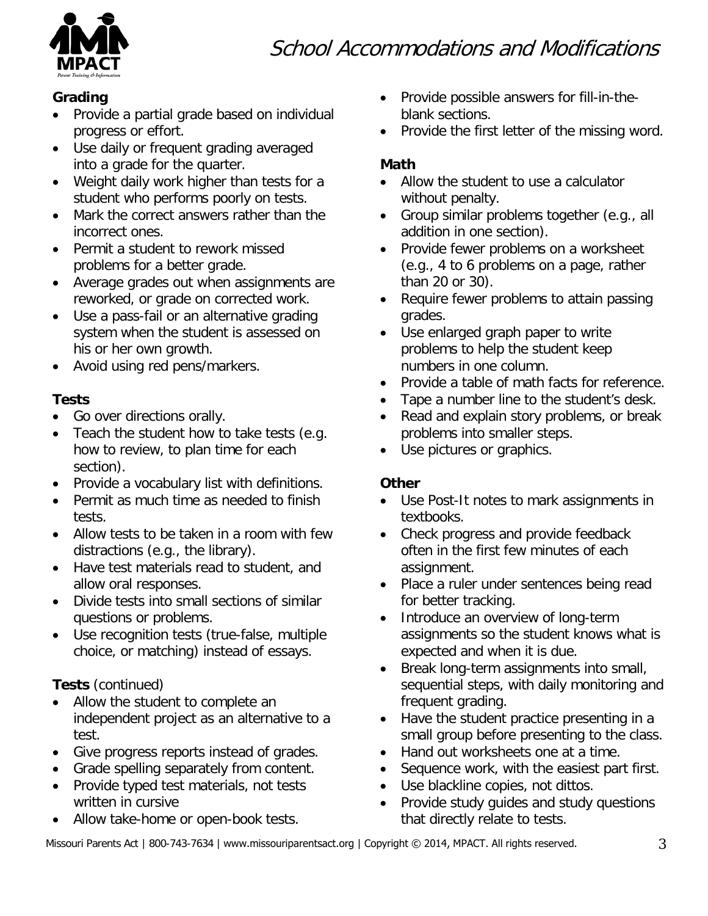# School Accommodations and Modifications

**Grading**

- Provide a partial grade based on individual progress or effort.
- Use daily or frequent grading averaged into a grade for the quarter.
- Weight daily work higher than tests for a student who performs poorly on tests.
- Mark the correct answers rather than the incorrect ones.
- Permit a student to rework missed problems for a better grade.
- Average grades out when assignments are reworked, or grade on corrected work.
- Use a pass-fail or an alternative grading system when the student is assessed on his or her own growth.
- Avoid using red pens/markers.

**Tests**

- Go over directions orally.
- Teach the student how to take tests (e.g. how to review, to plan time for each section).
- Provide a vocabulary list with definitions.
- Permit as much time as needed to finish tests.
- Allow tests to be taken in a room with few distractions (e.g., the library).
- Have test materials read to student, and allow oral responses.
- Divide tests into small sections of similar questions or problems.
- Use recognition tests (true-false, multiple choice, or matching) instead of essays.

**Tests** (continued)

- Allow the student to complete an independent project as an alternative to a test.
- Give progress reports instead of grades.
- Grade spelling separately from content.
- Provide typed test materials, not tests written in cursive
- Allow take-home or open-book tests.
- Provide possible answers for fill-in-the-blank sections.
- Provide the first letter of the missing word.

**Math**

- Allow the student to use a calculator without penalty.
- Group similar problems together (e.g., all addition in one section).
- Provide fewer problems on a worksheet (e.g., 4 to 6 problems on a page, rather than 20 or 30).
- Require fewer problems to attain passing grades.
- Use enlarged graph paper to write problems to help the student keep numbers in one column.
- Provide a table of math facts for reference.
- Tape a number line to the student's desk.
- Read and explain story problems, or break problems into smaller steps.
- Use pictures or graphics.

**Other**

- Use Post-It notes to mark assignments in textbooks.
- Check progress and provide feedback often in the first few minutes of each assignment.
- Place a ruler under sentences being read for better tracking.
- Introduce an overview of long-term assignments so the student knows what is expected and when it is due.
- Break long-term assignments into small, sequential steps, with daily monitoring and frequent grading.
- Have the student practice presenting in a small group before presenting to the class.
- Hand out worksheets one at a time.
- Sequence work, with the easiest part first.
- Use blackline copies, not dittos.
- Provide study guides and study questions that directly relate to tests.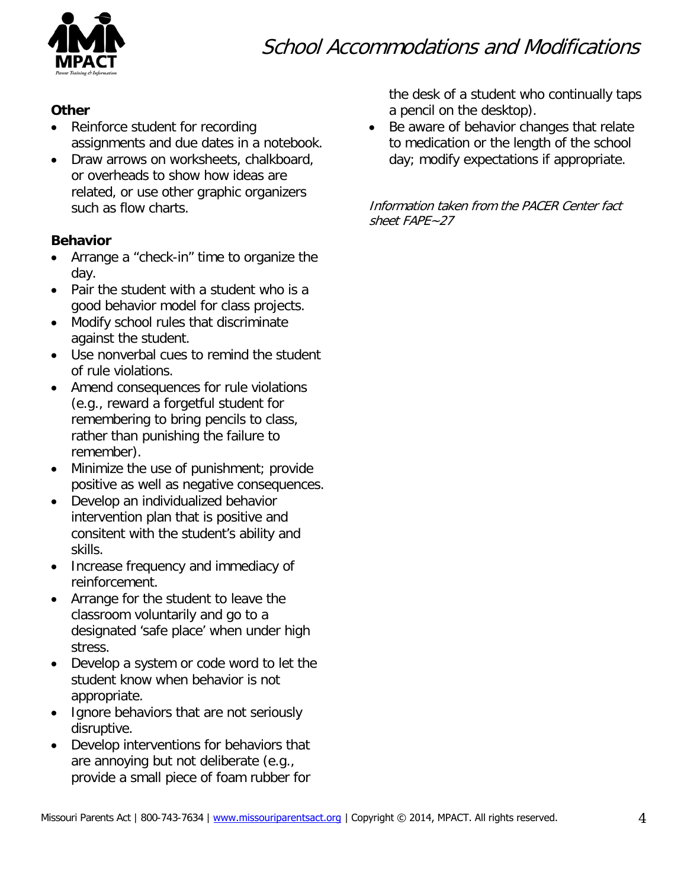**Other**

- Reinforce student for recording assignments and due dates in a notebook.
- Draw arrows on worksheets, chalkboard, or overheads to show how ideas are related, or use other graphic organizers such as flow charts.

**Behavior**

- Arrange a "check-in" time to organize the day.
- Pair the student with a student who is a good behavior model for class projects.
- Modify school rules that discriminate against the student.
- Use nonverbal cues to remind the student of rule violations.
- Amend consequences for rule violations (e.g., reward a forgetful student for remembering to bring pencils to class, rather than punishing the failure to remember).
- Minimize the use of punishment; provide positive as well as negative consequences.
- Develop an individualized behavior intervention plan that is positive and consitent with the student's ability and skills.
- Increase frequency and immediacy of reinforcement.
- Arrange for the student to leave the classroom voluntarily and go to a designated 'safe place' when under high stress.
- Develop a system or code word to let the student know when behavior is not appropriate.
- Ignore behaviors that are not seriously disruptive.
- Develop interventions for behaviors that are annoying but not deliberate (e.g., provide a small piece of foam rubber for the desk of a student who continually taps a pencil on the desktop).
- Be aware of behavior changes that relate to medication or the length of the school day; modify expectations if appropriate.

*Information taken from the PACER Center fact sheet FAPE~27*